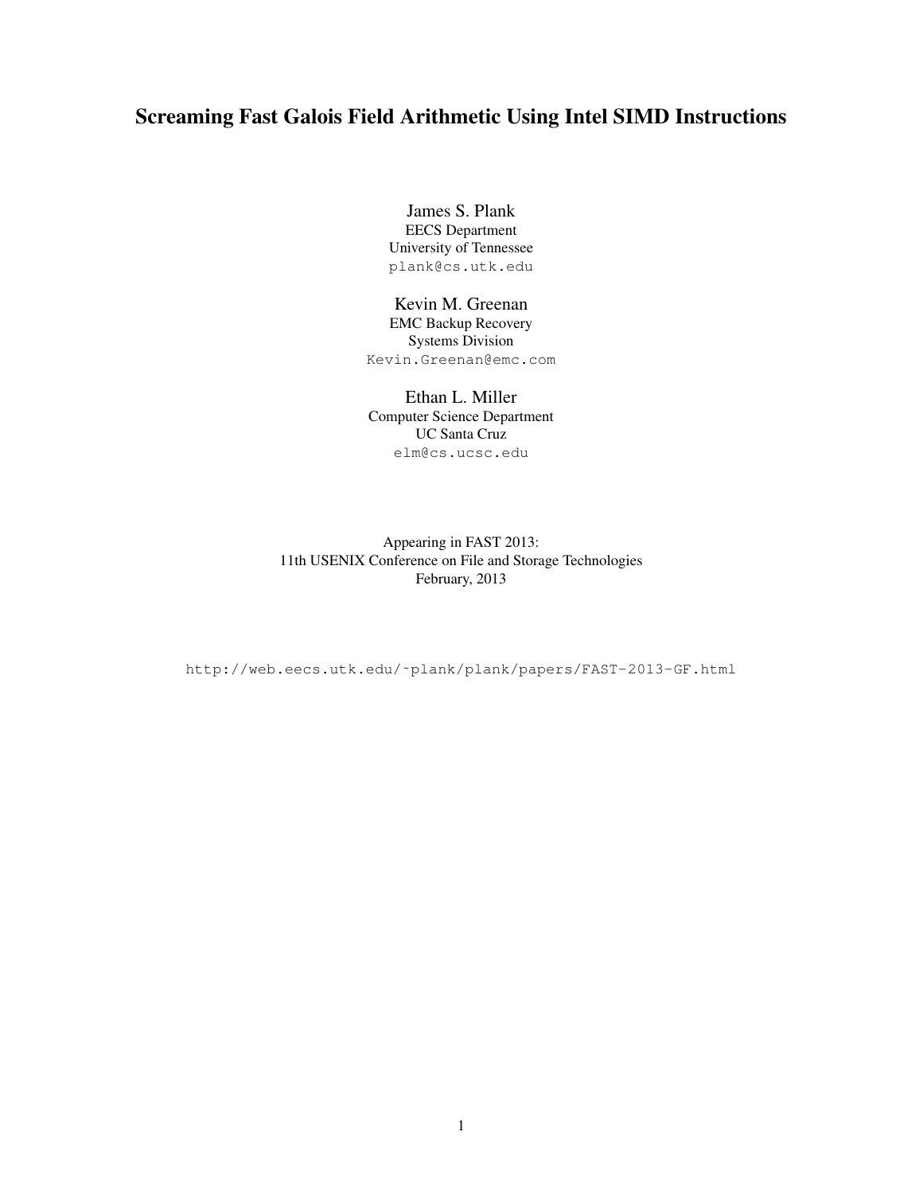# Screaming Fast Galois Field Arithmetic Using Intel SIMD Instructions

James S. Plank
EECS Department
University of Tennessee
plank@cs.utk.edu

Kevin M. Greenan
EMC Backup Recovery
Systems Division
Kevin.Greenan@emc.com

Ethan L. Miller
Computer Science Department
UC Santa Cruz
elm@cs.ucsc.edu

Appearing in FAST 2013:
11th USENIX Conference on File and Storage Technologies
February, 2013

http://web.eecs.utk.edu/~plank/plank/papers/FAST-2013-GF.html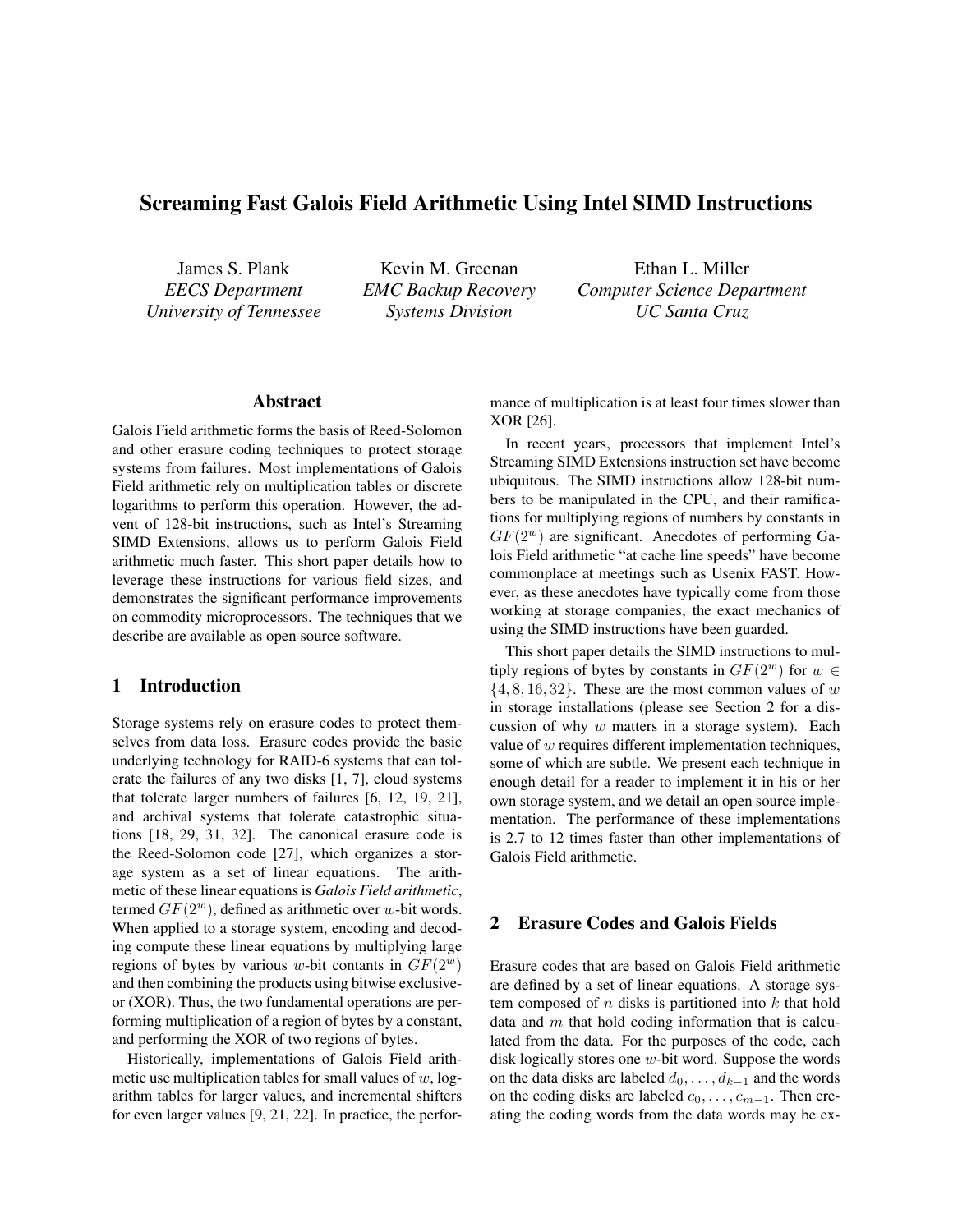# Screaming Fast Galois Field Arithmetic Using Intel SIMD Instructions

James S. Plank  
*EECS Department*  
*University of Tennessee*

Kevin M. Greenan  
*EMC Backup Recovery*  
*Systems Division*

Ethan L. Miller  
*Computer Science Department*  
*UC Santa Cruz*

## Abstract

Galois Field arithmetic forms the basis of Reed-Solomon and other erasure coding techniques to protect storage systems from failures. Most implementations of Galois Field arithmetic rely on multiplication tables or discrete logarithms to perform this operation. However, the advent of 128-bit instructions, such as Intel's Streaming SIMD Extensions, allows us to perform Galois Field arithmetic much faster. This short paper details how to leverage these instructions for various field sizes, and demonstrates the significant performance improvements on commodity microprocessors. The techniques that we describe are available as open source software.

## 1 Introduction

Storage systems rely on erasure codes to protect themselves from data loss. Erasure codes provide the basic underlying technology for RAID-6 systems that can tolerate the failures of any two disks [1, 7], cloud systems that tolerate larger numbers of failures [6, 12, 19, 21], and archival systems that tolerate catastrophic situations [18, 29, 31, 32]. The canonical erasure code is the Reed-Solomon code [27], which organizes a storage system as a set of linear equations. The arithmetic of these linear equations is *Galois Field arithmetic*, termed $GF(2^w)$, defined as arithmetic over $w$-bit words. When applied to a storage system, encoding and decoding compute these linear equations by multiplying large regions of bytes by various $w$-bit contants in $GF(2^w)$ and then combining the products using bitwise exclusive-or (XOR). Thus, the two fundamental operations are performing multiplication of a region of bytes by a constant, and performing the XOR of two regions of bytes.

Historically, implementations of Galois Field arithmetic use multiplication tables for small values of $w$, logarithm tables for larger values, and incremental shifters for even larger values [9, 21, 22]. In practice, the performance of multiplication is at least four times slower than XOR [26].

In recent years, processors that implement Intel's Streaming SIMD Extensions instruction set have become ubiquitous. The SIMD instructions allow 128-bit numbers to be manipulated in the CPU, and their ramifications for multiplying regions of numbers by constants in $GF(2^w)$ are significant. Anecdotes of performing Galois Field arithmetic "at cache line speeds" have become commonplace at meetings such as Usenix FAST. However, as these anecdotes have typically come from those working at storage companies, the exact mechanics of using the SIMD instructions have been guarded.

This short paper details the SIMD instructions to multiply regions of bytes by constants in $GF(2^w)$ for $w \in \{4, 8, 16, 32\}$. These are the most common values of $w$ in storage installations (please see Section 2 for a discussion of why $w$ matters in a storage system). Each value of $w$ requires different implementation techniques, some of which are subtle. We present each technique in enough detail for a reader to implement it in his or her own storage system, and we detail an open source implementation. The performance of these implementations is 2.7 to 12 times faster than other implementations of Galois Field arithmetic.

## 2 Erasure Codes and Galois Fields

Erasure codes that are based on Galois Field arithmetic are defined by a set of linear equations. A storage system composed of $n$ disks is partitioned into $k$ that hold data and $m$ that hold coding information that is calculated from the data. For the purposes of the code, each disk logically stores one $w$-bit word. Suppose the words on the data disks are labeled $d_0, \ldots, d_{k-1}$ and the words on the coding disks are labeled $c_0, \ldots, c_{m-1}$. Then creating the coding words from the data words may be ex-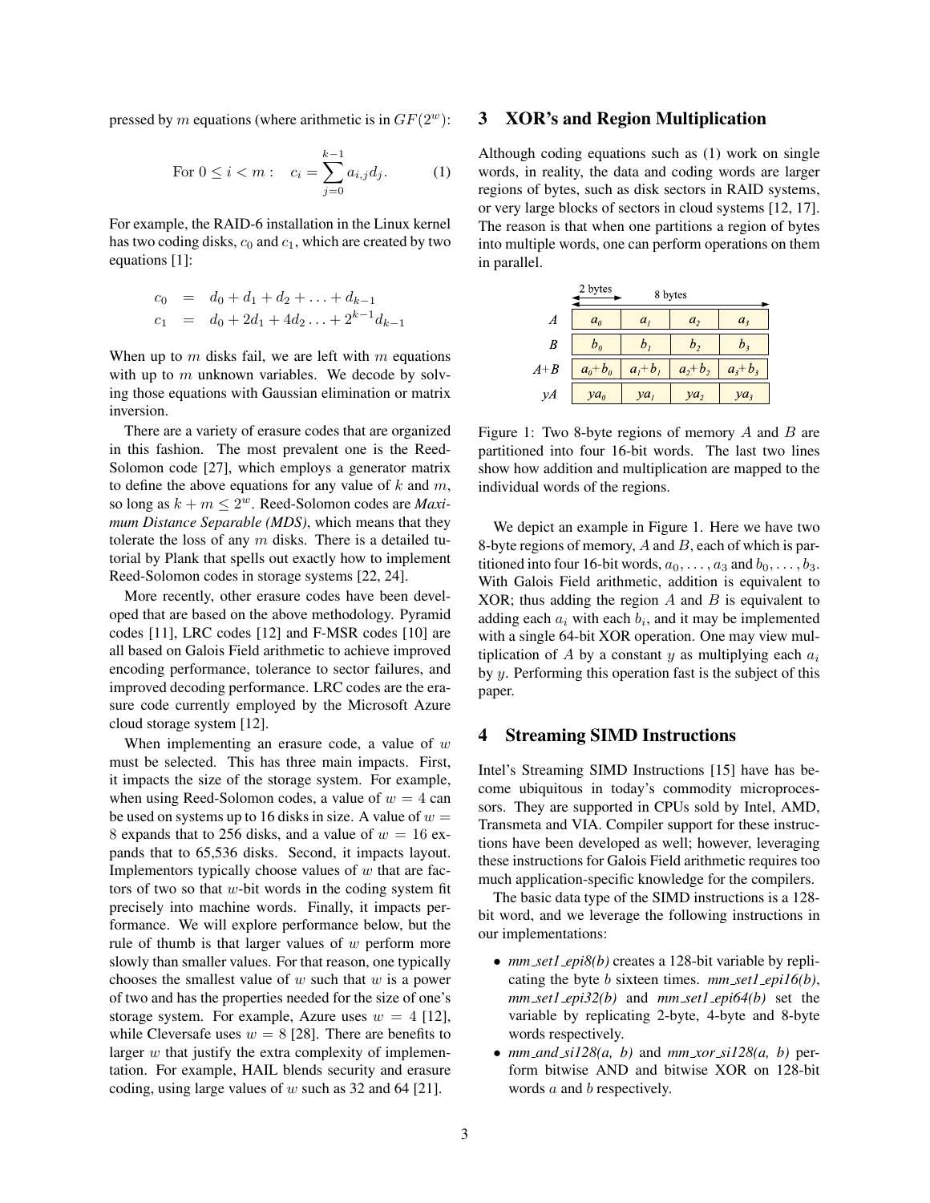pressed by $m$ equations (where arithmetic is in $GF(2^w)$:

$$\text{For } 0 \leq i < m: \quad c_i = \sum_{j=0}^{k-1} a_{i,j} d_j. \tag{1}$$

For example, the RAID-6 installation in the Linux kernel has two coding disks, $c_0$ and $c_1$, which are created by two equations [1]:

$$c_0 = d_0 + d_1 + d_2 + \ldots + d_{k-1}$$
$$c_1 = d_0 + 2d_1 + 4d_2 \ldots + 2^{k-1} d_{k-1}$$

When up to $m$ disks fail, we are left with $m$ equations with up to $m$ unknown variables. We decode by solving those equations with Gaussian elimination or matrix inversion.

There are a variety of erasure codes that are organized in this fashion. The most prevalent one is the Reed-Solomon code [27], which employs a generator matrix to define the above equations for any value of $k$ and $m$, so long as $k + m \leq 2^w$. Reed-Solomon codes are *Maximum Distance Separable (MDS)*, which means that they tolerate the loss of any $m$ disks. There is a detailed tutorial by Plank that spells out exactly how to implement Reed-Solomon codes in storage systems [22, 24].

More recently, other erasure codes have been developed that are based on the above methodology. Pyramid codes [11], LRC codes [12] and F-MSR codes [10] are all based on Galois Field arithmetic to achieve improved encoding performance, tolerance to sector failures, and improved decoding performance. LRC codes are the erasure code currently employed by the Microsoft Azure cloud storage system [12].

When implementing an erasure code, a value of $w$ must be selected. This has three main impacts. First, it impacts the size of the storage system. For example, when using Reed-Solomon codes, a value of $w = 4$ can be used on systems up to 16 disks in size. A value of $w = 8$ expands that to 256 disks, and a value of $w = 16$ expands that to 65,536 disks. Second, it impacts layout. Implementors typically choose values of $w$ that are factors of two so that $w$-bit words in the coding system fit precisely into machine words. Finally, it impacts performance. We will explore performance below, but the rule of thumb is that larger values of $w$ perform more slowly than smaller values. For that reason, one typically chooses the smallest value of $w$ such that $w$ is a power of two and has the properties needed for the size of one's storage system. For example, Azure uses $w = 4$ [12], while Cleversafe uses $w = 8$ [28]. There are benefits to larger $w$ that justify the extra complexity of implementation. For example, HAIL blends security and erasure coding, using large values of $w$ such as 32 and 64 [21].

## 3 XOR's and Region Multiplication

Although coding equations such as (1) work on single words, in reality, the data and coding words are larger regions of bytes, such as disk sectors in RAID systems, or very large blocks of sectors in cloud systems [12, 17]. The reason is that when one partitions a region of bytes into multiple words, one can perform operations on them in parallel.

| | 2 bytes | 8 bytes | | |
|---|---|---|---|---|
| $A$ | $a_0$ | $a_1$ | $a_2$ | $a_3$ |
| $B$ | $b_0$ | $b_1$ | $b_2$ | $b_3$ |
| $A$+$B$ | $a_0+b_0$ | $a_1+b_1$ | $a_2+b_2$ | $a_3+b_3$ |
| $yA$ | $ya_0$ | $ya_1$ | $ya_2$ | $ya_3$ |

Figure 1: Two 8-byte regions of memory $A$ and $B$ are partitioned into four 16-bit words. The last two lines show how addition and multiplication are mapped to the individual words of the regions.

We depict an example in Figure 1. Here we have two 8-byte regions of memory, $A$ and $B$, each of which is partitioned into four 16-bit words, $a_0, \ldots, a_3$ and $b_0, \ldots, b_3$. With Galois Field arithmetic, addition is equivalent to XOR; thus adding the region $A$ and $B$ is equivalent to adding each $a_i$ with each $b_i$, and it may be implemented with a single 64-bit XOR operation. One may view multiplication of $A$ by a constant $y$ as multiplying each $a_i$ by $y$. Performing this operation fast is the subject of this paper.

## 4 Streaming SIMD Instructions

Intel's Streaming SIMD Instructions [15] have has become ubiquitous in today's commodity microprocessors. They are supported in CPUs sold by Intel, AMD, Transmeta and VIA. Compiler support for these instructions have been developed as well; however, leveraging these instructions for Galois Field arithmetic requires too much application-specific knowledge for the compilers.

The basic data type of the SIMD instructions is a 128-bit word, and we leverage the following instructions in our implementations:

- *mm_set1_epi8(b)* creates a 128-bit variable by replicating the byte $b$ sixteen times. *mm_set1_epi16(b)*, *mm_set1_epi32(b)* and *mm_set1_epi64(b)* set the variable by replicating 2-byte, 4-byte and 8-byte words respectively.
- *mm_and_si128(a, b)* and *mm_xor_si128(a, b)* perform bitwise AND and bitwise XOR on 128-bit words $a$ and $b$ respectively.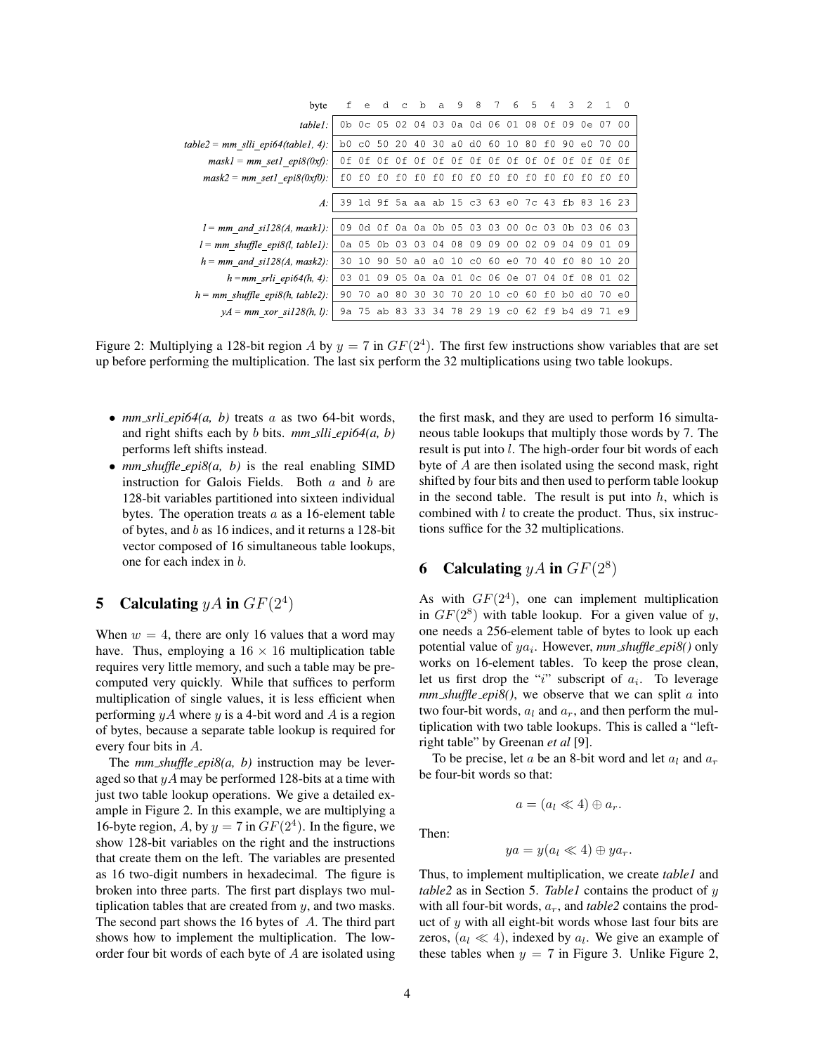| byte | f | e | d | c | b | a | 9 | 8 | 7 | 6 | 5 | 4 | 3 | 2 | 1 | 0 |
|---|---|---|---|---|---|---|---|---|---|---|---|---|---|---|---|---|
| *table1:* | 0b | 0c | 05 | 02 | 04 | 03 | 0a | 0d | 06 | 01 | 08 | 0f | 09 | 0e | 07 | 00 |
| *table2 = mm_slli_epi64(table1, 4):* | b0 | c0 | 50 | 20 | 40 | 30 | a0 | d0 | 60 | 10 | 80 | f0 | 90 | e0 | 70 | 00 |
| *mask1 = mm_set1_epi8(0xf):* | 0f | 0f | 0f | 0f | 0f | 0f | 0f | 0f | 0f | 0f | 0f | 0f | 0f | 0f | 0f | 0f |
| *mask2 = mm_set1_epi8(0xf0):* | f0 | f0 | f0 | f0 | f0 | f0 | f0 | f0 | f0 | f0 | f0 | f0 | f0 | f0 | f0 | f0 |
| *A:* | 39 | 1d | 9f | 5a | aa | ab | 15 | c3 | 63 | e0 | 7c | 43 | fb | 83 | 16 | 23 |
| *l = mm_and_si128(A, mask1):* | 09 | 0d | 0f | 0a | 0a | 0b | 05 | 03 | 03 | 00 | 0c | 03 | 0b | 03 | 06 | 03 |
| *l = mm_shuffle_epi8(l, table1):* | 0a | 05 | 0b | 03 | 03 | 04 | 08 | 09 | 09 | 00 | 02 | 09 | 04 | 09 | 01 | 09 |
| *h = mm_and_si128(A, mask2):* | 30 | 10 | 90 | 50 | a0 | a0 | 10 | c0 | 60 | e0 | 70 | 40 | f0 | 80 | 10 | 20 |
| *h = mm_srli_epi64(h, 4):* | 03 | 01 | 09 | 05 | 0a | 0a | 01 | 0c | 06 | 0e | 07 | 04 | 0f | 08 | 01 | 02 |
| *h = mm_shuffle_epi8(h, table2):* | 90 | 70 | a0 | 80 | 30 | 30 | 70 | 20 | 10 | c0 | 60 | f0 | b0 | d0 | 70 | e0 |
| *yA = mm_xor_si128(h, l):* | 9a | 75 | ab | 83 | 33 | 34 | 78 | 29 | 19 | c0 | 62 | f9 | b4 | d9 | 71 | e9 |

Figure 2: Multiplying a 128-bit region $A$ by $y = 7$ in $GF(2^4)$. The first few instructions show variables that are set up before performing the multiplication. The last six perform the 32 multiplications using two table lookups.

- *mm_srli_epi64(a, b)* treats $a$ as two 64-bit words, and right shifts each by $b$ bits. *mm_slli_epi64(a, b)* performs left shifts instead.
- *mm_shuffle_epi8(a, b)* is the real enabling SIMD instruction for Galois Fields. Both $a$ and $b$ are 128-bit variables partitioned into sixteen individual bytes. The operation treats $a$ as a 16-element table of bytes, and $b$ as 16 indices, and it returns a 128-bit vector composed of 16 simultaneous table lookups, one for each index in $b$.

## 5 Calculating $yA$ in $GF(2^4)$

When $w = 4$, there are only 16 values that a word may have. Thus, employing a $16 \times 16$ multiplication table requires very little memory, and such a table may be precomputed very quickly. While that suffices to perform multiplication of single values, it is less efficient when performing $yA$ where $y$ is a 4-bit word and $A$ is a region of bytes, because a separate table lookup is required for every four bits in $A$.

The *mm_shuffle_epi8(a, b)* instruction may be leveraged so that $yA$ may be performed 128-bits at a time with just two table lookup operations. We give a detailed example in Figure 2. In this example, we are multiplying a 16-byte region, $A$, by $y = 7$ in $GF(2^4)$. In the figure, we show 128-bit variables on the right and the instructions that create them on the left. The variables are presented as 16 two-digit numbers in hexadecimal. The figure is broken into three parts. The first part displays two multiplication tables that are created from $y$, and two masks. The second part shows the 16 bytes of $A$. The third part shows how to implement the multiplication. The low-order four bit words of each byte of $A$ are isolated using the first mask, and they are used to perform 16 simultaneous table lookups that multiply those words by 7. The result is put into $l$. The high-order four bit words of each byte of $A$ are then isolated using the second mask, right shifted by four bits and then used to perform table lookup in the second table. The result is put into $h$, which is combined with $l$ to create the product. Thus, six instructions suffice for the 32 multiplications.

## 6 Calculating $yA$ in $GF(2^8)$

As with $GF(2^4)$, one can implement multiplication in $GF(2^8)$ with table lookup. For a given value of $y$, one needs a 256-element table of bytes to look up each potential value of $ya_i$. However, *mm_shuffle_epi8()* only works on 16-element tables. To keep the prose clean, let us first drop the "$i$" subscript of $a_i$. To leverage *mm_shuffle_epi8()*, we observe that we can split $a$ into two four-bit words, $a_l$ and $a_r$, and then perform the multiplication with two table lookups. This is called a "left-right table" by Greenan *et al* [9].

To be precise, let $a$ be an 8-bit word and let $a_l$ and $a_r$ be four-bit words so that:

$$a = (a_l \ll 4) \oplus a_r.$$

Then:

$$ya = y(a_l \ll 4) \oplus ya_r.$$

Thus, to implement multiplication, we create *table1* and *table2* as in Section 5. *Table1* contains the product of $y$ with all four-bit words, $a_r$, and *table2* contains the product of $y$ with all eight-bit words whose last four bits are zeros, $(a_l \ll 4)$, indexed by $a_l$. We give an example of these tables when $y = 7$ in Figure 3. Unlike Figure 2,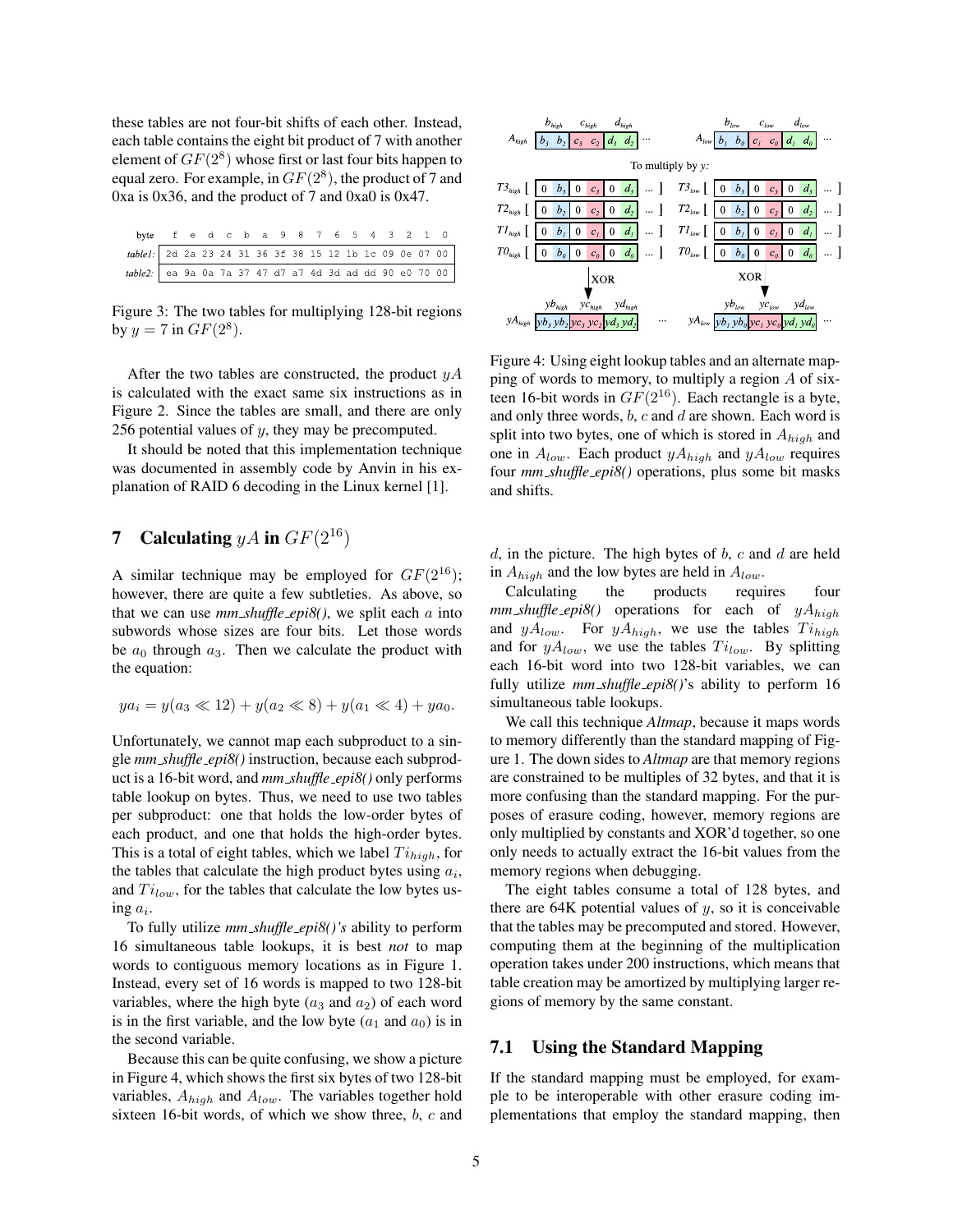these tables are not four-bit shifts of each other. Instead, each table contains the eight bit product of 7 with another element of $GF(2^8)$ whose first or last four bits happen to equal zero. For example, in $GF(2^8)$, the product of 7 and 0xa is 0x36, and the product of 7 and 0xa0 is 0x47.

| byte | f | e | d | c | b | a | 9 | 8 | 7 | 6 | 5 | 4 | 3 | 2 | 1 | 0 |
|---|---|---|---|---|---|---|---|---|---|---|---|---|---|---|---|---|
| *table1:* | 2d | 2a | 23 | 24 | 31 | 36 | 3f | 38 | 15 | 12 | 1b | 1c | 09 | 0e | 07 | 00 |
| *table2:* | ea | 9a | 0a | 7a | 37 | 47 | d7 | a7 | 4d | 3d | ad | dd | 90 | e0 | 70 | 00 |

Figure 3: The two tables for multiplying 128-bit regions by $y = 7$ in $GF(2^8)$.

After the two tables are constructed, the product $yA$ is calculated with the exact same six instructions as in Figure 2. Since the tables are small, and there are only 256 potential values of $y$, they may be precomputed.

It should be noted that this implementation technique was documented in assembly code by Anvin in his explanation of RAID 6 decoding in the Linux kernel [1].

## 7 Calculating $yA$ in $GF(2^{16})$

A similar technique may be employed for $GF(2^{16})$; however, there are quite a few subtleties. As above, so that we can use *mm_shuffle_epi8()*, we split each $a$ into subwords whose sizes are four bits. Let those words be $a_0$ through $a_3$. Then we calculate the product with the equation:

$$ya_i = y(a_3 \ll 12) + y(a_2 \ll 8) + y(a_1 \ll 4) + ya_0.$$

Unfortunately, we cannot map each subproduct to a single *mm_shuffle_epi8()* instruction, because each subproduct is a 16-bit word, and *mm_shuffle_epi8()* only performs table lookup on bytes. Thus, we need to use two tables per subproduct: one that holds the low-order bytes of each product, and one that holds the high-order bytes. This is a total of eight tables, which we label $Ti_{high}$, for the tables that calculate the high product bytes using $a_i$, and $Ti_{low}$, for the tables that calculate the low bytes using $a_i$.

To fully utilize *mm_shuffle_epi8()'s* ability to perform 16 simultaneous table lookups, it is best *not* to map words to contiguous memory locations as in Figure 1. Instead, every set of 16 words is mapped to two 128-bit variables, where the high byte ($a_3$ and $a_2$) of each word is in the first variable, and the low byte ($a_1$ and $a_0$) is in the second variable.

Because this can be quite confusing, we show a picture in Figure 4, which shows the first six bytes of two 128-bit variables, $A_{high}$ and $A_{low}$. The variables together hold sixteen 16-bit words, of which we show three, $b$, $c$ and $d$, in the picture. The high bytes of $b$, $c$ and $d$ are held in $A_{high}$ and the low bytes are held in $A_{low}$.

Figure 4: Using eight lookup tables and an alternate mapping of words to memory, to multiply a region $A$ of sixteen 16-bit words in $GF(2^{16})$. Each rectangle is a byte, and only three words, $b$, $c$ and $d$ are shown. Each word is split into two bytes, one of which is stored in $A_{high}$ and one in $A_{low}$. Each product $yA_{high}$ and $yA_{low}$ requires four *mm_shuffle_epi8()* operations, plus some bit masks and shifts.

Calculating the products requires four *mm_shuffle_epi8()* operations for each of $yA_{high}$ and $yA_{low}$. For $yA_{high}$, we use the tables $Ti_{high}$ and for $yA_{low}$, we use the tables $Ti_{low}$. By splitting each 16-bit word into two 128-bit variables, we can fully utilize *mm_shuffle_epi8()*'s ability to perform 16 simultaneous table lookups.

We call this technique *Altmap*, because it maps words to memory differently than the standard mapping of Figure 1. The down sides to *Altmap* are that memory regions are constrained to be multiples of 32 bytes, and that it is more confusing than the standard mapping. For the purposes of erasure coding, however, memory regions are only multiplied by constants and XOR'd together, so one only needs to actually extract the 16-bit values from the memory regions when debugging.

The eight tables consume a total of 128 bytes, and there are 64K potential values of $y$, so it is conceivable that the tables may be precomputed and stored. However, computing them at the beginning of the multiplication operation takes under 200 instructions, which means that table creation may be amortized by multiplying larger regions of memory by the same constant.

### 7.1 Using the Standard Mapping

If the standard mapping must be employed, for example to be interoperable with other erasure coding implementations that employ the standard mapping, then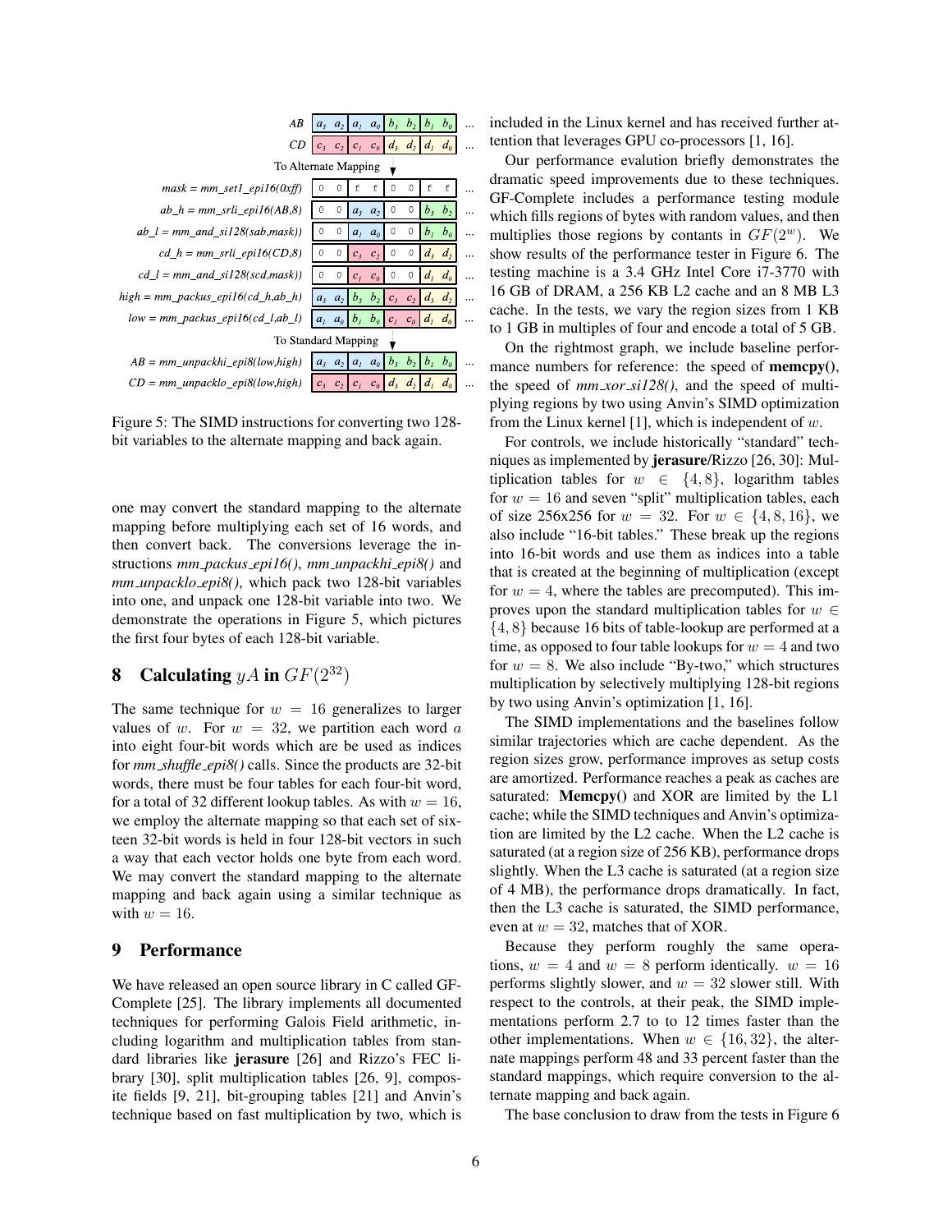```
AB                                   | a3 a2 | a1 a0 | b3 b2 | b1 b0 | ...
CD                                   | c3 c2 | c1 c0 | d3 d2 | d1 d0 | ...
                        To Alternate Mapping
mask = mm_set1_epi16(0xff)           | 0  0  | f  f  | 0  0  | f  f  | ...
ab_h = mm_srli_epi16(AB,8)           | 0  0  | a3 a2 | 0  0  | b3 b2 | ...
ab_l = mm_and_si128(sab,mask))       | 0  0  | a1 a0 | 0  0  | b1 b0 | ...
cd_h = mm_srli_epi16(CD,8)           | 0  0  | c3 c2 | 0  0  | d3 d2 | ...
cd_l = mm_and_si128(scd,mask))       | 0  0  | c1 c0 | 0  0  | d1 d0 | ...
high = mm_packus_epi16(cd_h,ab_h)    | a3 a2 | b3 b2 | c3 c2 | d3 d2 | ...
low = mm_packus_epi16(cd_l,ab_l)     | a1 a0 | b1 b0 | c1 c0 | d1 d0 | ...
                        To Standard Mapping
AB = mm_unpackhi_epi8(low,high)      | a3 a2 | a1 a0 | b3 b2 | b1 b0 | ...
CD = mm_unpacklo_epi8(low,high)      | c3 c2 | c1 c0 | d3 d2 | d1 d0 | ...
```

Figure 5: The SIMD instructions for converting two 128-bit variables to the alternate mapping and back again.

one may convert the standard mapping to the alternate mapping before multiplying each set of 16 words, and then convert back. The conversions leverage the instructions *mm_packus_epi16()*, *mm_unpackhi_epi8()* and *mm_unpacklo_epi8()*, which pack two 128-bit variables into one, and unpack one 128-bit variable into two. We demonstrate the operations in Figure 5, which pictures the first four bytes of each 128-bit variable.

## 8 Calculating $yA$ in $GF(2^{32})$

The same technique for $w = 16$ generalizes to larger values of $w$. For $w = 32$, we partition each word $a$ into eight four-bit words which are be used as indices for *mm_shuffle_epi8()* calls. Since the products are 32-bit words, there must be four tables for each four-bit word, for a total of 32 different lookup tables. As with $w = 16$, we employ the alternate mapping so that each set of sixteen 32-bit words is held in four 128-bit vectors in such a way that each vector holds one byte from each word. We may convert the standard mapping to the alternate mapping and back again using a similar technique as with $w = 16$.

## 9 Performance

We have released an open source library in C called GF-Complete [25]. The library implements all documented techniques for performing Galois Field arithmetic, including logarithm and multiplication tables from standard libraries like **jerasure** [26] and Rizzo's FEC library [30], split multiplication tables [26, 9], composite fields [9, 21], bit-grouping tables [21] and Anvin's technique based on fast multiplication by two, which is included in the Linux kernel and has received further attention that leverages GPU co-processors [1, 16].

Our performance evalution briefly demonstrates the dramatic speed improvements due to these techniques. GF-Complete includes a performance testing module which fills regions of bytes with random values, and then multiplies those regions by contants in $GF(2^w)$. We show results of the performance tester in Figure 6. The testing machine is a 3.4 GHz Intel Core i7-3770 with 16 GB of DRAM, a 256 KB L2 cache and an 8 MB L3 cache. In the tests, we vary the region sizes from 1 KB to 1 GB in multiples of four and encode a total of 5 GB.

On the rightmost graph, we include baseline performance numbers for reference: the speed of **memcpy()**, the speed of *mm_xor_si128()*, and the speed of multiplying regions by two using Anvin's SIMD optimization from the Linux kernel [1], which is independent of $w$.

For controls, we include historically "standard" techniques as implemented by **jerasure**/Rizzo [26, 30]: Multiplication tables for $w \in \{4, 8\}$, logarithm tables for $w = 16$ and seven "split" multiplication tables, each of size 256x256 for $w = 32$. For $w \in \{4, 8, 16\}$, we also include "16-bit tables." These break up the regions into 16-bit words and use them as indices into a table that is created at the beginning of multiplication (except for $w = 4$, where the tables are precomputed). This improves upon the standard multiplication tables for $w \in \{4, 8\}$ because 16 bits of table-lookup are performed at a time, as opposed to four table lookups for $w = 4$ and two for $w = 8$. We also include "By-two," which structures multiplication by selectively multiplying 128-bit regions by two using Anvin's optimization [1, 16].

The SIMD implementations and the baselines follow similar trajectories which are cache dependent. As the region sizes grow, performance improves as setup costs are amortized. Performance reaches a peak as caches are saturated: **Memcpy()** and XOR are limited by the L1 cache; while the SIMD techniques and Anvin's optimization are limited by the L2 cache. When the L2 cache is saturated (at a region size of 256 KB), performance drops slightly. When the L3 cache is saturated (at a region size of 4 MB), the performance drops dramatically. In fact, then the L3 cache is saturated, the SIMD performance, even at $w = 32$, matches that of XOR.

Because they perform roughly the same operations, $w = 4$ and $w = 8$ perform identically. $w = 16$ performs slightly slower, and $w = 32$ slower still. With respect to the controls, at their peak, the SIMD implementations perform 2.7 to to 12 times faster than the other implementations. When $w \in \{16, 32\}$, the alternate mappings perform 48 and 33 percent faster than the standard mappings, which require conversion to the alternate mapping and back again.

The base conclusion to draw from the tests in Figure 6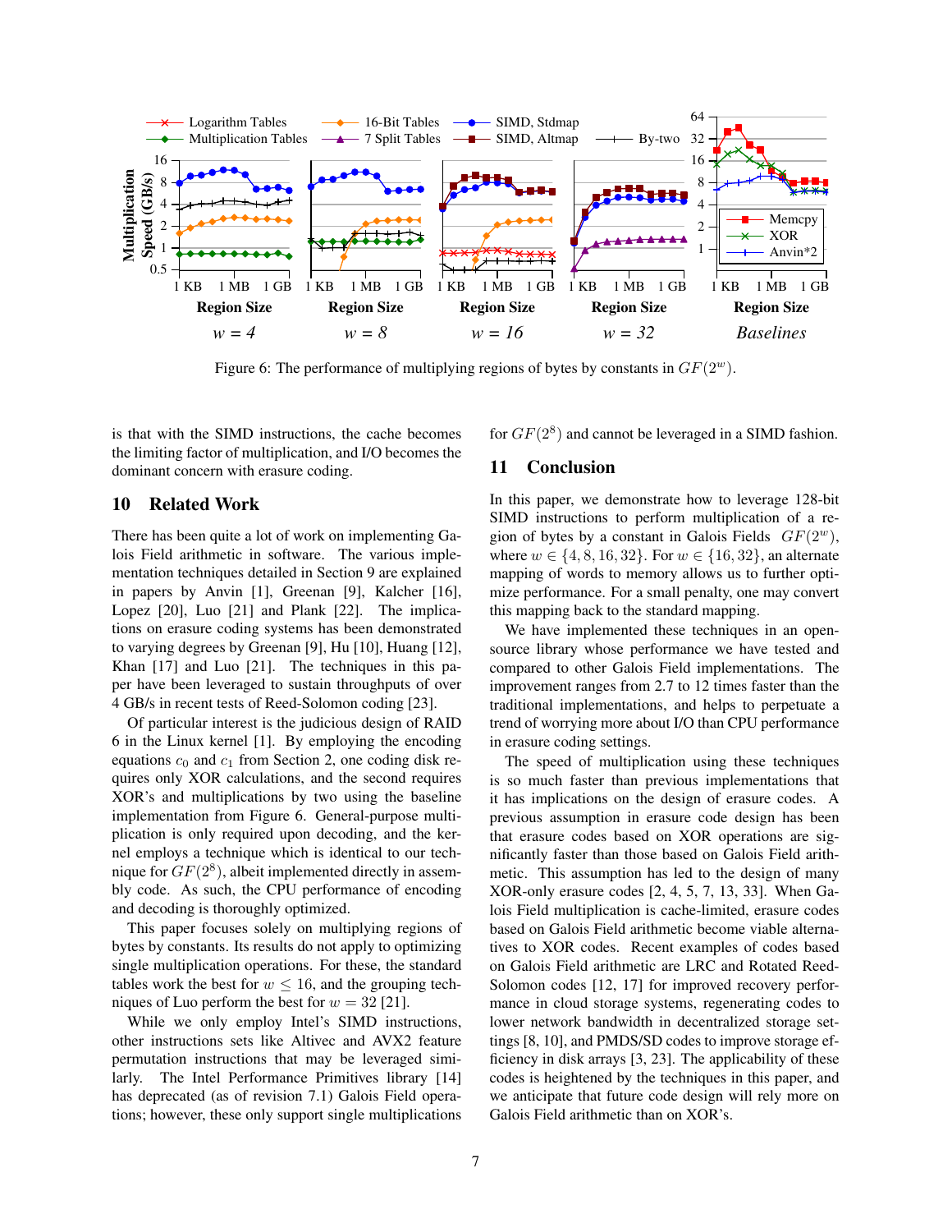Figure 6: The performance of multiplying regions of bytes by constants in $GF(2^w)$.

is that with the SIMD instructions, the cache becomes the limiting factor of multiplication, and I/O becomes the dominant concern with erasure coding.

## 10 Related Work

There has been quite a lot of work on implementing Galois Field arithmetic in software. The various implementation techniques detailed in Section 9 are explained in papers by Anvin [1], Greenan [9], Kalcher [16], Lopez [20], Luo [21] and Plank [22]. The implications on erasure coding systems has been demonstrated to varying degrees by Greenan [9], Hu [10], Huang [12], Khan [17] and Luo [21]. The techniques in this paper have been leveraged to sustain throughputs of over 4 GB/s in recent tests of Reed-Solomon coding [23].

Of particular interest is the judicious design of RAID 6 in the Linux kernel [1]. By employing the encoding equations $c_0$ and $c_1$ from Section 2, one coding disk requires only XOR calculations, and the second requires XOR's and multiplications by two using the baseline implementation from Figure 6. General-purpose multiplication is only required upon decoding, and the kernel employs a technique which is identical to our technique for $GF(2^8)$, albeit implemented directly in assembly code. As such, the CPU performance of encoding and decoding is thoroughly optimized.

This paper focuses solely on multiplying regions of bytes by constants. Its results do not apply to optimizing single multiplication operations. For these, the standard tables work the best for $w \leq 16$, and the grouping techniques of Luo perform the best for $w = 32$ [21].

While we only employ Intel's SIMD instructions, other instructions sets like Altivec and AVX2 feature permutation instructions that may be leveraged similarly. The Intel Performance Primitives library [14] has deprecated (as of revision 7.1) Galois Field operations; however, these only support single multiplications for $GF(2^8)$ and cannot be leveraged in a SIMD fashion.

## 11 Conclusion

In this paper, we demonstrate how to leverage 128-bit SIMD instructions to perform multiplication of a region of bytes by a constant in Galois Fields $GF(2^w)$, where $w \in \{4, 8, 16, 32\}$. For $w \in \{16, 32\}$, an alternate mapping of words to memory allows us to further optimize performance. For a small penalty, one may convert this mapping back to the standard mapping.

We have implemented these techniques in an open-source library whose performance we have tested and compared to other Galois Field implementations. The improvement ranges from 2.7 to 12 times faster than the traditional implementations, and helps to perpetuate a trend of worrying more about I/O than CPU performance in erasure coding settings.

The speed of multiplication using these techniques is so much faster than previous implementations that it has implications on the design of erasure codes. A previous assumption in erasure code design has been that erasure codes based on XOR operations are significantly faster than those based on Galois Field arithmetic. This assumption has led to the design of many XOR-only erasure codes [2, 4, 5, 7, 13, 33]. When Galois Field multiplication is cache-limited, erasure codes based on Galois Field arithmetic become viable alternatives to XOR codes. Recent examples of codes based on Galois Field arithmetic are LRC and Rotated Reed-Solomon codes [12, 17] for improved recovery performance in cloud storage systems, regenerating codes to lower network bandwidth in decentralized storage settings [8, 10], and PMDS/SD codes to improve storage efficiency in disk arrays [3, 23]. The applicability of these codes is heightened by the techniques in this paper, and we anticipate that future code design will rely more on Galois Field arithmetic than on XOR's.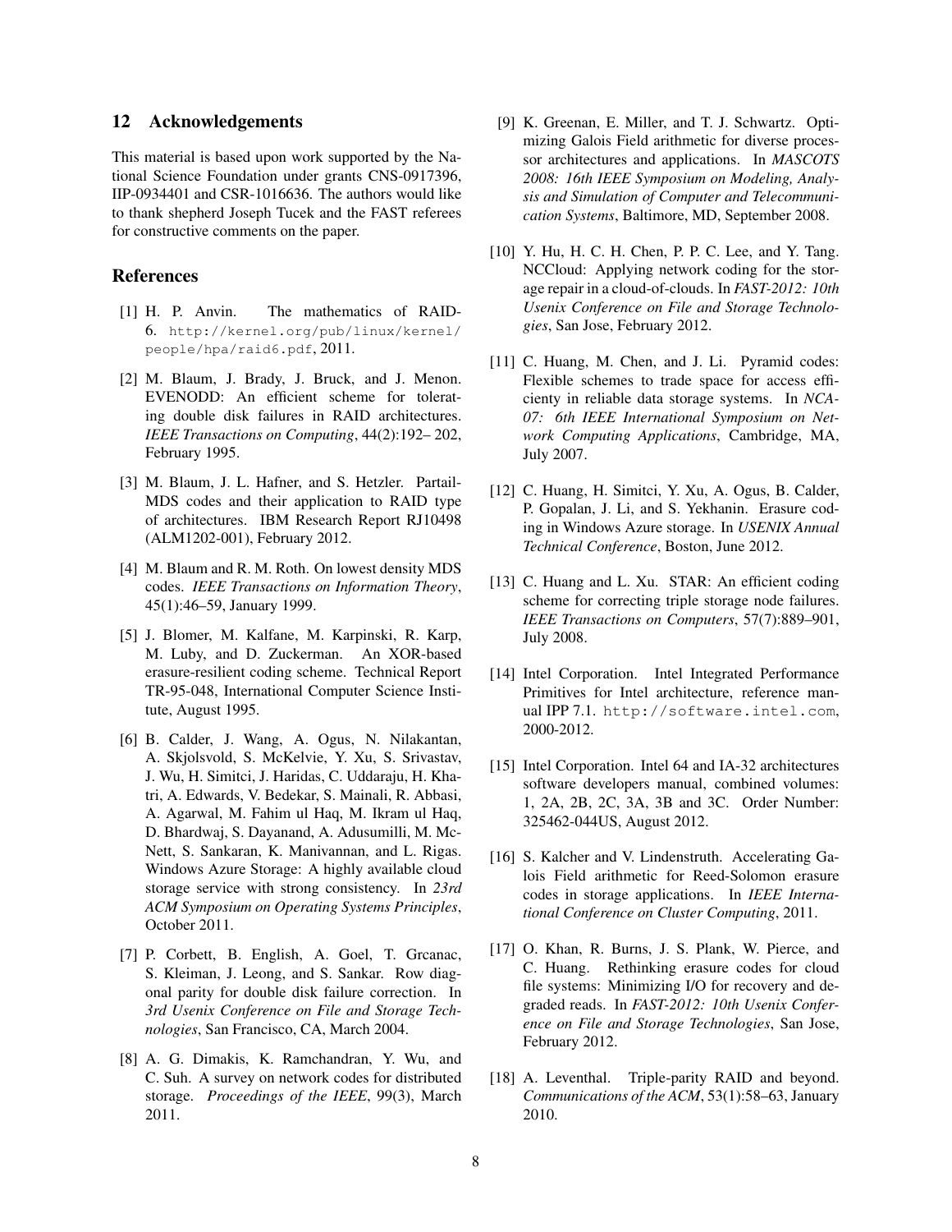## 12 Acknowledgements

This material is based upon work supported by the National Science Foundation under grants CNS-0917396, IIP-0934401 and CSR-1016636. The authors would like to thank shepherd Joseph Tucek and the FAST referees for constructive comments on the paper.

## References

[1] H. P. Anvin. The mathematics of RAID-6. http://kernel.org/pub/linux/kernel/people/hpa/raid6.pdf, 2011.

[2] M. Blaum, J. Brady, J. Bruck, and J. Menon. EVENODD: An efficient scheme for tolerating double disk failures in RAID architectures. *IEEE Transactions on Computing*, 44(2):192– 202, February 1995.

[3] M. Blaum, J. L. Hafner, and S. Hetzler. Partail-MDS codes and their application to RAID type of architectures. IBM Research Report RJ10498 (ALM1202-001), February 2012.

[4] M. Blaum and R. M. Roth. On lowest density MDS codes. *IEEE Transactions on Information Theory*, 45(1):46–59, January 1999.

[5] J. Blomer, M. Kalfane, M. Karpinski, R. Karp, M. Luby, and D. Zuckerman. An XOR-based erasure-resilient coding scheme. Technical Report TR-95-048, International Computer Science Institute, August 1995.

[6] B. Calder, J. Wang, A. Ogus, N. Nilakantan, A. Skjolsvold, S. McKelvie, Y. Xu, S. Srivastav, J. Wu, H. Simitci, J. Haridas, C. Uddaraju, H. Khatri, A. Edwards, V. Bedekar, S. Mainali, R. Abbasi, A. Agarwal, M. Fahim ul Haq, M. Ikram ul Haq, D. Bhardwaj, S. Dayanand, A. Adusumilli, M. McNett, S. Sankaran, K. Manivannan, and L. Rigas. Windows Azure Storage: A highly available cloud storage service with strong consistency. In *23rd ACM Symposium on Operating Systems Principles*, October 2011.

[7] P. Corbett, B. English, A. Goel, T. Grcanac, S. Kleiman, J. Leong, and S. Sankar. Row diagonal parity for double disk failure correction. In *3rd Usenix Conference on File and Storage Technologies*, San Francisco, CA, March 2004.

[8] A. G. Dimakis, K. Ramchandran, Y. Wu, and C. Suh. A survey on network codes for distributed storage. *Proceedings of the IEEE*, 99(3), March 2011.

[9] K. Greenan, E. Miller, and T. J. Schwartz. Optimizing Galois Field arithmetic for diverse processor architectures and applications. In *MASCOTS 2008: 16th IEEE Symposium on Modeling, Analysis and Simulation of Computer and Telecommunication Systems*, Baltimore, MD, September 2008.

[10] Y. Hu, H. C. H. Chen, P. P. C. Lee, and Y. Tang. NCCloud: Applying network coding for the storage repair in a cloud-of-clouds. In *FAST-2012: 10th Usenix Conference on File and Storage Technologies*, San Jose, February 2012.

[11] C. Huang, M. Chen, and J. Li. Pyramid codes: Flexible schemes to trade space for access efficienty in reliable data storage systems. In *NCA-07: 6th IEEE International Symposium on Network Computing Applications*, Cambridge, MA, July 2007.

[12] C. Huang, H. Simitci, Y. Xu, A. Ogus, B. Calder, P. Gopalan, J. Li, and S. Yekhanin. Erasure coding in Windows Azure storage. In *USENIX Annual Technical Conference*, Boston, June 2012.

[13] C. Huang and L. Xu. STAR: An efficient coding scheme for correcting triple storage node failures. *IEEE Transactions on Computers*, 57(7):889–901, July 2008.

[14] Intel Corporation. Intel Integrated Performance Primitives for Intel architecture, reference manual IPP 7.1. http://software.intel.com, 2000-2012.

[15] Intel Corporation. Intel 64 and IA-32 architectures software developers manual, combined volumes: 1, 2A, 2B, 2C, 3A, 3B and 3C. Order Number: 325462-044US, August 2012.

[16] S. Kalcher and V. Lindenstruth. Accelerating Galois Field arithmetic for Reed-Solomon erasure codes in storage applications. In *IEEE International Conference on Cluster Computing*, 2011.

[17] O. Khan, R. Burns, J. S. Plank, W. Pierce, and C. Huang. Rethinking erasure codes for cloud file systems: Minimizing I/O for recovery and degraded reads. In *FAST-2012: 10th Usenix Conference on File and Storage Technologies*, San Jose, February 2012.

[18] A. Leventhal. Triple-parity RAID and beyond. *Communications of the ACM*, 53(1):58–63, January 2010.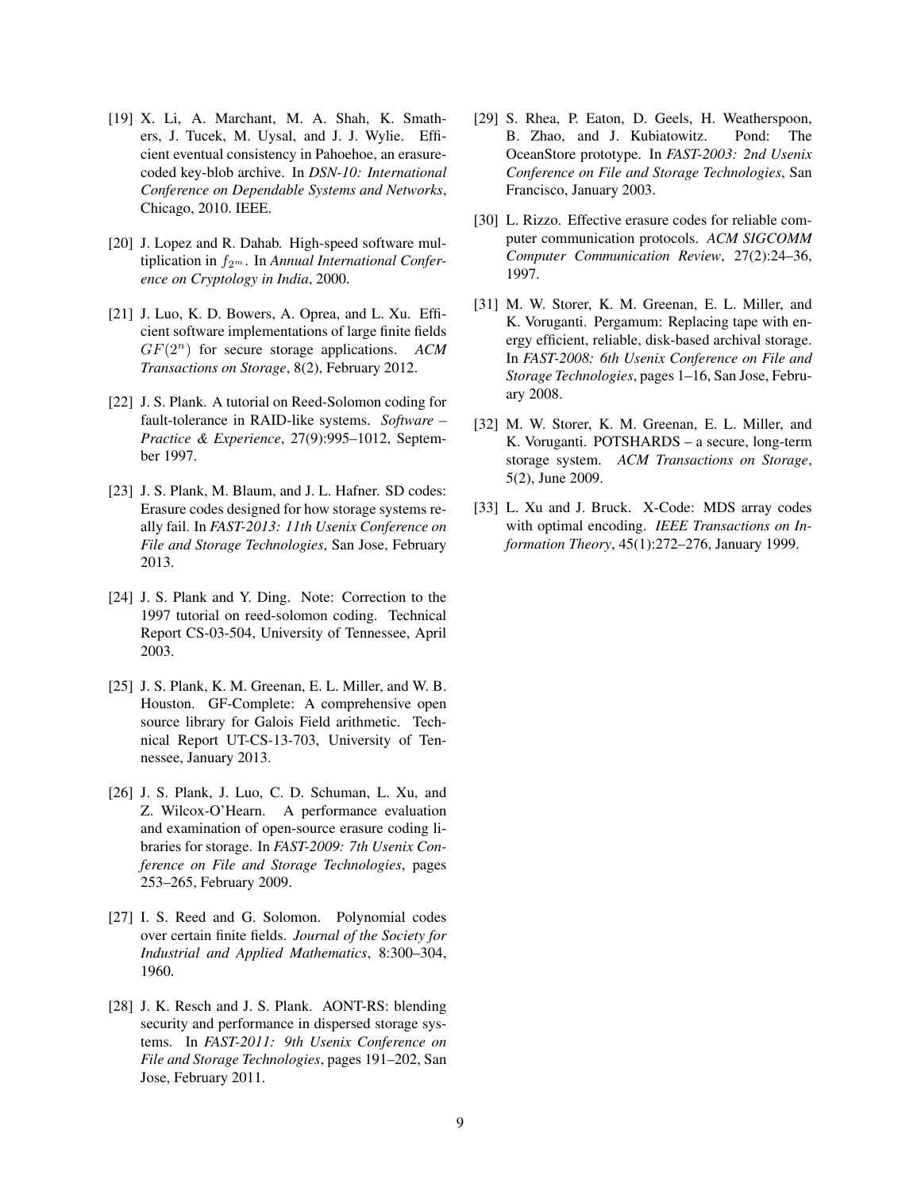[19] X. Li, A. Marchant, M. A. Shah, K. Smathers, J. Tucek, M. Uysal, and J. J. Wylie. Efficient eventual consistency in Pahoehoe, an erasure-coded key-blob archive. In *DSN-10: International Conference on Dependable Systems and Networks*, Chicago, 2010. IEEE.

[20] J. Lopez and R. Dahab. High-speed software multiplication in $f_{2^m}$. In *Annual International Conference on Cryptology in India*, 2000.

[21] J. Luo, K. D. Bowers, A. Oprea, and L. Xu. Efficient software implementations of large finite fields $GF(2^n)$ for secure storage applications. *ACM Transactions on Storage*, 8(2), February 2012.

[22] J. S. Plank. A tutorial on Reed-Solomon coding for fault-tolerance in RAID-like systems. *Software – Practice & Experience*, 27(9):995–1012, September 1997.

[23] J. S. Plank, M. Blaum, and J. L. Hafner. SD codes: Erasure codes designed for how storage systems really fail. In *FAST-2013: 11th Usenix Conference on File and Storage Technologies*, San Jose, February 2013.

[24] J. S. Plank and Y. Ding. Note: Correction to the 1997 tutorial on reed-solomon coding. Technical Report CS-03-504, University of Tennessee, April 2003.

[25] J. S. Plank, K. M. Greenan, E. L. Miller, and W. B. Houston. GF-Complete: A comprehensive open source library for Galois Field arithmetic. Technical Report UT-CS-13-703, University of Tennessee, January 2013.

[26] J. S. Plank, J. Luo, C. D. Schuman, L. Xu, and Z. Wilcox-O'Hearn. A performance evaluation and examination of open-source erasure coding libraries for storage. In *FAST-2009: 7th Usenix Conference on File and Storage Technologies*, pages 253–265, February 2009.

[27] I. S. Reed and G. Solomon. Polynomial codes over certain finite fields. *Journal of the Society for Industrial and Applied Mathematics*, 8:300–304, 1960.

[28] J. K. Resch and J. S. Plank. AONT-RS: blending security and performance in dispersed storage systems. In *FAST-2011: 9th Usenix Conference on File and Storage Technologies*, pages 191–202, San Jose, February 2011.

[29] S. Rhea, P. Eaton, D. Geels, H. Weatherspoon, B. Zhao, and J. Kubiatowitz. Pond: The OceanStore prototype. In *FAST-2003: 2nd Usenix Conference on File and Storage Technologies*, San Francisco, January 2003.

[30] L. Rizzo. Effective erasure codes for reliable computer communication protocols. *ACM SIGCOMM Computer Communication Review*, 27(2):24–36, 1997.

[31] M. W. Storer, K. M. Greenan, E. L. Miller, and K. Voruganti. Pergamum: Replacing tape with energy efficient, reliable, disk-based archival storage. In *FAST-2008: 6th Usenix Conference on File and Storage Technologies*, pages 1–16, San Jose, February 2008.

[32] M. W. Storer, K. M. Greenan, E. L. Miller, and K. Voruganti. POTSHARDS – a secure, long-term storage system. *ACM Transactions on Storage*, 5(2), June 2009.

[33] L. Xu and J. Bruck. X-Code: MDS array codes with optimal encoding. *IEEE Transactions on Information Theory*, 45(1):272–276, January 1999.